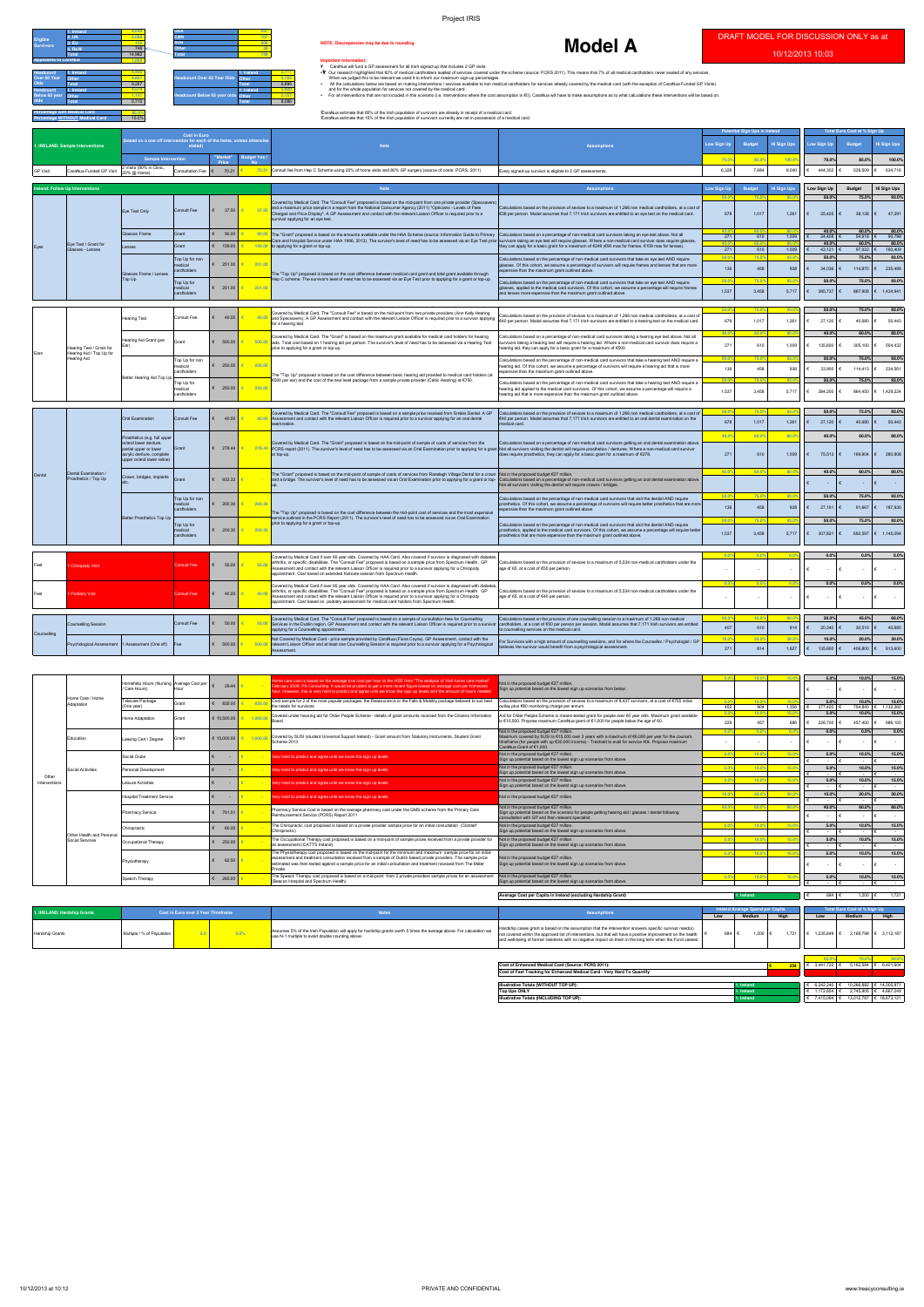# Model A

DRAFT MODEL FOR DISCUSSION ONLY as at 10/12/2013 10:03

NOTE: Discrepancies may be due to rounding

**Important Information:**

- CaraNua will fund a GP assessment for all Irish signed-up that includes 2 GP visits
- Our research highlighted that 93% of medical cardholders availed of services covered under the scheme (source: PCRS 2011). This means that 7% of all medical cardholders never availed of any services. When we judged this to be relevant we used it to inform our maximum sign-up percentages.
- All the calculations below are based on making interventions / services available to non medical cardholders for services already covered by the medical card (with the exception of CaraNua Funded GP Visits) and for the whole population for services not covered by the medical card.
- For all interventions that are not included in this scenario (i.e. interventions where the cost assumption is €0), CaraNua will have to make assumptions as to what calculations these interventions will be based on.

CaraNua estimate that 85% of the Irish population of survivors are already in receipt of a medical card.
CaraNua estimate that 15% of the Irish population of survivors currently are not in possession of a medical card.

| 1. IRELAND: Sample Interventions | Sample Intervention | | Cost in Euro (based on a one off intervention for each of the items, unless otherwise stated) "Market" Price | Budget Yes / No | Note | Assumptions | Low Sign Up | Budget | Hi Sign Ups | Low Sign Up | Budget | Hi Sign Ups |
|---|---|---|---|---|---|---|---|---|---|---|---|---|
| | | | | | | | 70.0% | 85.0% | 100.0% | 70.0% | 85.0% | 100.0% |
| GP Visit | CaraNua Funded GP Visit | 2 Visits (80% in Clinic, 20% @ Home) Consultation Fee | € 70.21 | 70.21 | Consult fee from Hep C Scheme using 20% of home visits and 80% GP surgery (source of costs: PCRS, 2011) | Every signed-up survivor is eligible to 2 GP assessments. | 6,328 | 7,684 | 9,040 | € 444,302 | € 539,509 | € 634,716 |

| Ireland: Follow Up Interventions | | | Cost | | Note | Assumptions | Low Sign Up | Budget | Hi Sign Ups | Low Sign Up | Budget | Hi Sign Ups |
|---|---|---|---|---|---|---|---|---|---|---|---|---|
| Eyes | Eye Test / Grant for Glasses - Lenses | Eye Test Only — Consult Fee | € 37.50 | 37.50 | Covered by Medical Card. The "Consult Fee" proposed is based on the mid-point from one private provider (Specsavers) and a maximum price sample in a report from the National Consumer Agency (2011) "Opticians - Levels of Fees Charged and Price Display". A GP Assessment and contact with the relevant Liaison Officer is required prior to a survivor applying for an eye test. | Calculations based on the provision of services to a maximum of 1,266 non medical cardholders, at a cost of €38 per person. Model assumes that 7,171 Irish survivors are entitled to an eye test on the medical card. | 50.0% 678 | 75.0% 1,017 | 93.0% 1,261 | 50.0% € 25,425 | 75.0% € 38,138 | 93.0% € 47,291 |
| | | Glasses Frame — Grant | € 90.00 | 90.00 | The "Grant" proposed is based on the amounts available under the HAA Scheme (source: Information Guide to Primary Care and Hospital Service under HAA 1996, 2013). The survivor's level of need has to be assessed via an Eye Test prior to applying for a grant or top-up. | Calculations based on a percentage of non-medical card survivors taking an eye test above. Not all survivors taking an eye test will require glasses. Where a non-medical card survivor does require glasses, they can apply for a basic grant for a maximum of €249 (€90 max for frames, €159 max for lenses). | 40.0% 271 | 60.0% 610 | 80.0% 1,009 | 40.0% € 24,408 | 60.0% € 54,918 | 80.0% € 90,796 |
| | | Lenses — Grant | € 159.00 | 159.00 | | | 40.0% 271 | 60.0% 610 | 80.0% 1,009 | € 43,121 | € 97,022 | € 160,406 |
| | | Glasses Frame / Lenses Top Up — Top Up for non medical cardholders | € 251.00 | 251.00 | The "Top Up" proposed is based on the cost difference between medical card grant and total grant available through Hep C scheme. The survivor's level of need has to be assessed via an Eye Test prior to applying for a grant or top-up. | Calculations based on the percentage of non-medical card survivors that take an eye test AND require glasses. Of this cohort, we assume a percentage of survivors will require frames and lenses that are more expensive than the maximum grant outlined above. | 50.0% 136 | 75.0% 458 | 93.0% 938 | 50.0% € 34,036 | 75.0% € 114,870 | 93.0% € 235,499 |
| | | Top Up for medical cardholders | € 251.00 | 251.00 | | Calculations based on the percentage of non-medical card survivors that take an eye test AND require glasses, applied to the medical card survivors. Of this cohort, we assume a percentage will require frames and lenses more expensive than the maximum grant outlined above. | 50.0% 1,537 | 75.0% 3,458 | 93.0% 5,717 | 50.0% € 385,737 | 75.0% € 867,908 | 93.0% € 1,434,941 |
| Ears | Hearing Test / Grant for Hearing Aid / Top Up for Hearing Aid | Hearing Test — Consult Fee | € 40.00 | 40.00 | Covered by Medical Card. The "Consult Fee" is based on the mid-point from two private providers (Ann Kelly Hearing and Specsavers). A GP Assessment and contact with the relevant Liaison Officer is required prior to a survivor applying for a hearing test. | Calculations based on the provision of services to a maximum of 1,266 non medical cardholders, at a cost of €40 per person. Model assumes that 7,171 Irish survivors are entitled to a hearing test on the medical card. | 50.0% 678 | 75.0% 1,017 | 93.0% 1,261 | 50.0% € 27,120 | 75.0% € 40,680 | 93.0% € 50,443 |
| | | Hearing Aid Grant (per Ear) — Grant | € 500.00 | 500.00 | Covered by Medical Card. The "Grant" is based on the maximum grant available for medical card holders for hearing aids. Total cost based on 1 hearing aid per person. The survivor's level of need has to be assessed via a Hearing Test prior to applying for a grant or top-up. | Calculations based on a percentage of non-medical card survivors taking a hearing eye test above. Not all survivors taking a hearing test will require a hearing aid. Where a non-medical card survivor does require a hearing aid, they can apply for a basic grant for a maximum of €500. | 40.0% 271 | 60.0% 610 | 80.0% 1,009 | 40.0% € 135,600 | 60.0% € 305,100 | 80.0% € 504,432 |
| | | Better Hearing Aid Top Up — Top Up for non medical cardholders | € 250.00 | 250.00 | The "Top Up" proposed is based on the cost difference between basic hearing aid provided to medical card holders (at €500 per ear) and the cost of the next level package from a sample private provider (Celtic Hearing) at €750. | Calculations based on the percentage of non-medical card survivors that take a hearing test AND require a hearing aid. Of this cohort, we assume a percentage of survivors will require a hearing aid that is more expensive than the maximum grant outlined above. | 50.0% 136 | 75.0% 458 | 93.0% 938 | 50.0% € 33,900 | 75.0% € 114,413 | 93.0% € 234,561 |
| | | Top Up for medical cardholders | € 250.00 | 250.00 | | Calculations based on the percentage of non-medical card survivors that take a hearing test AND require a hearing aid applied to the medical card survivors. Of this cohort, we assume a percentage will require a hearing aid that is more expensive than the maximum grant outlined above. | 50.0% 1,537 | 75.0% 3,458 | 93.0% 5,717 | 50.0% € 384,200 | 75.0% € 864,450 | 93.0% € 1,429,224 |
| Dental | Dental Examination / Prosthetics / Top Up | Oral Examination — Consult Fee | € 40.00 | 40.00 | Covered by Medical Card. The "Consult Fee" proposed is based on a sample price received from Smiles Dental. A GP Assessment and contact with the relevant Liaison Officer is required prior to a survivor applying for an oral dental examination. | Calculations based on the provision of services to a maximum of 1,266 non medical cardholders, at a cost of €40 per person. Model assumes that 7,171 Irish survivors are entitled to an oral dental examination on the medical card. | 50.0% 678 | 75.0% 1,017 | 93.0% 1,261 | 50.0% € 27,120 | 75.0% € 40,680 | 93.0% € 50,443 |
| | | Prosthetics (e.g. full upper or/and lower denture, partial upper or lower acrylic denture, complete upper or/and lower reline) — Grant | € 278.44 | 278.44 | Covered by Medical Card. The "Grant" proposed is based on the mid-point of sample of costs of services from the PCRS report (2011). The survivor's level of need has to be assessed via an Oral Examination prior to applying for a grant or top-up. | Calculations based on a percentage of non-medical card survivors getting an oral dental examination above. Not all survivors visiting the dentist will require prosthetics / dentures. Where a non-medical card survivor does require prosthetics, they can apply for a basic grant for a maximum of €278. | 40.0% 271 | 60.0% 610 | 80.0% 1,009 | 40.0% € 75,513 | 60.0% € 169,904 | 80.0% € 280,908 |
| | | Crown, bridges, implants etc. — Grant | € 933.33 | - | The "Grant" proposed is based on the mid-point of sample of costs of services from Ranelagh Village Dental for a crown and a bridge. The survivor's level of need has to be assessed via an Oral Examination prior to applying for a grant or top-up. | Not in the proposed budget €27 million. Calculations based on a percentage of non-medical card survivors getting an oral dental examination above. Not all survivors visiting the dentist will require crowns / bridges. | 40.0% - | 60.0% - | 80.0% - | 40.0% € - | 60.0% € - | 80.0% € - |
| | | Better Prosthetics Top Up — Top Up for non medical cardholders | € 200.30 | 200.30 | The "Top Up" proposed is based on the mid-point cost of services and the most expensive service outlined in the PCRS Report (2011). The survivor's level of need has to be assessed via an Oral Examination prior to applying for a grant or top-up. | Calculations based on the percentage of non-medical card survivors that visit the dentist AND require prosthetics. Of this cohort, we assume a percentage of survivors will require better prosthetics that are more expensive than the maximum grant outlined above. | 50.0% 136 | 75.0% 458 | 93.0% 938 | 50.0% € 27,161 | 75.0% € 91,667 | 93.0% € 187,930 |
| | | Top Up for medical cardholders | € 200.30 | 200.30 | | Calculations based on the percentage of non-medical card survivors that visit the dentist AND require prosthetics, applied to the medical card survivors. Of this cohort, we assume a percentage will require better prosthetics that are more expensive than the maximum grant outlined above. | 50.0% 1,537 | 75.0% 3,458 | 93.0% 5,717 | 50.0% € 307,821 | 75.0% € 692,597 | 93.0% € 1,145,094 |
| Feet | 1 Chiropody Visit | Consult Fee | € 55.00 | 55.00 | Covered by Medical Card if over 65 year olds. Covered by HAA Card. Also covered if survivor is diagnosed with diabetes, arthritis, or specific disabilities. The "Consult Fee" proposed is based on a sample price from Spectrum Health. GP Assessment and contact with the relevant Liaison Officer is required prior to a survivor applying for a Chiropody appointment. Cost based on extended footcare session from Spectrum Health. | Calculations based on the provision of services to a maximum of 5,034 non-medical cardholders under the age of 65, at a cost of €55 per person. | 0.0% - | 0.0% - | 0.0% - | 0.0% € - | 0.0% € - | 0.0% € - |
| Feet | 1 Podiatry Visit | Consult Fee | € 40.00 | 40.00 | Covered by Medical Card if over 65 year olds. Covered by HAA Card. Also covered if survivor is diagnosed with diabetes, arthritis, or specific disabilities. The "Consult Fee" proposed is based on a sample price from Spectrum Health. GP Assessment and contact with the relevant Liaison Officer is required prior to a survivor applying for a Podiatry appointment. Cost based on podiatry assessment for medical card holders from Spectrum Health. | Calculations based on the provision of services to a maximum of 5,034 non-medical cardholders under the age of 65, at a cost of €40 per person. | 0.0% - | 0.0% - | 0.0% - | 0.0% € - | 0.0% € - | 0.0% € - |
| Counselling | Counselling Session | Consult Fee | € 50.00 | 50.00 | Covered by Medical Card. The "Consult Fee" proposed is based on a sample of consultation fees for Counselling Services in the Dublin region. GP Assessment and contact with the relevant Liaison Officer is required prior to a survivor applying for a Counselling appointment. | Calculations based on the provision of one counselling session to a maximum of 1,266 non medical cardholders, at a cost of €50 per person per session. Model assumes that 7,171 Irish survivors are entitled to counselling services on the medical card. | 30.0% 407 | 45.0% 610 | 60.0% 814 | 30.0% € 20,340 | 45.0% € 30,510 | 60.0% € 40,680 |
| | Psychological Assessment | 1 Assessment (One off) Fee | € 500.00 | 500.00 | Not Covered by Medical Card - price sample provided by CaraNua (Fiona Coyne). GP Assessment, contact with the relevant Liaison Officer and at least one Counselling Session is required prior to a survivor applying for a Psychological Assessment. | For Survivors with a high amount of counselling sessions, and for where the Counsellor / Psychologist / GP believes the survivor would benefit from a psychological assessment. | 10.0% 271 | 20.0% 814 | 30.0% 1,627 | 10.0% € 135,600 | 20.0% € 406,800 | 30.0% € 813,600 |

| | | | Cost | | Note | Assumptions | Low Sign Up | Budget | Hi Sign Ups | Low Sign Up | Budget | Hi Sign Ups |
|---|---|---|---|---|---|---|---|---|---|---|---|---|
| Other Interventions | Home Care / Home Adaptation | Homehelp Hours (Nursing / Care Hours) — Average Cost per Hour | € 29.44 | - | Home care cost is based on the average true cost per hour to the HSE from "The analysis of Irish home care market" February 2009, PA Consulting. It would be prudent to get a more recent figure based on average cost per homecare hour. However, this is very hard to predict and agree until we know the sign up levels and the amount of hours needed. | Not in the proposed budget €27 million. Sign up potential based on the lowest sign up scenarios from below. | 5.0% | 10.0% | 15.0% | 5.0% € - | 10.0% € - | 15.0% € - |
| | | Telecare Package (One year) — Grant | € 835.00 | 835.00 | Cost sample for 2 of the most popular packages: the Reassurance or the Falls & Mobility package believed to suit best the needs for survivors. | Calculations based on the provision of services to a maximum of 8,437 survivors, at a cost of €755 initial outlay plus €80 monitoring charge per annum. | 5.0% 452 | 10.0% 904 | 15.0% 1,356 | 5.0% € 377,420 | 10.0% € 754,840 | 15.0% € 1,132,260 |
| | | Home Adaptation | € 10,500.00 | 1,000.00 | Covered under housing aid for Older People Scheme - details of grant amounts received from the Citizens Information Board. | Aid for Older People Scheme is means-tested grant for people over 60 year olds. Maximum grant available is €10,500. Propose maximum CaraNua grant of €1,000 for people below the age of 60. | 5.0% 229 | 10.0% 457 | 15.0% 686 | 5.0% € 228,700 | 10.0% € 457,400 | 15.0% € 686,100 |
| | Education | Leaving Cert / Degree — Grant | € 15,000.00 | 1,000.00 | Covered by SUSI (student Universal Support Ireland) - Grant amount from Statutory Instruments, Student Grant Scheme 2013 | Not in the proposed budget €27 million. Maximum covered by SUSI is €15,000 over 3 years with a maximum of €6,000 per year for the course's timeframe (for people with up €30,000 income) – Threshold is avail for anyone over 40k. Propose maximum CaraNua grant of €1,000. | 0.0% - | 0.0% - | 0.0% - | 0.0% € - | 0.0% € - | 0.0% € - |
| | Social Activities | Social Clubs | € - | € - | Very hard to predict and agree until we know the sign up levels | Not in the proposed budget €27 million. Sign up potential based on the lowest sign up scenarios from above. | 5.0% | 10.0% | 15.0% | 5.0% € - | 10.0% € - | 15.0% € - |
| | | Personal Development | € - | € - | Very hard to predict and agree until we know the sign up levels | Not in the proposed budget €27 million. Sign up potential based on the lowest sign up scenarios from above. | 5.0% | 10.0% | 15.0% | 5.0% € - | 10.0% € - | 15.0% € - |
| | | Leisure Activities | € - | € - | Very hard to predict and agree until we know the sign up levels | Not in the proposed budget €27 million. Sign up potential based on the lowest sign up scenarios from above. | 5.0% | 10.0% | 15.0% | 5.0% € - | 10.0% € - | 15.0% € - |
| | Other Health and Personal Social Services | Hospital Treatment Service | € - | € - | Very hard to predict and agree until we know the sign up levels | Not in the proposed budget €27 million. | 10.0% | 20.0% | 30.0% | 10.0% € - | 20.0% € - | 30.0% € - |
| | | Pharmacy Service | € 761.01 | € - | Pharmacy Service Cost is based on the average pharmacy cost under the GMS scheme from the Primary Care Reimbursement Service (PCRS) Report 2011 | Not in the proposed budget €27 million. Sign up potential based on the scenario for people getting hearing aid / glasses / dental following consultation with GP and then relevant specialist. | 40.0% | 60.0% | 80.0% | 40.0% € - | 60.0% € - | 80.0% € - |
| | | Chiropractic | € 60.00 | € - | The Chiropractic cost proposed is based on a private provider sample price for an initial consultation (Clontarf Chiropractic) | Not in the proposed budget €27 million. Sign up potential based on the lowest sign up scenarios from above. | 5.0% | 10.0% | 15.0% | 5.0% € - | 10.0% € - | 15.0% € - |
| | | Occupational Therapy | € 250.00 | € - | The Occupational Therapy cost proposed is based on a mid-point of sample prices received from a private provider for an assessment (CATTS Ireland). | Not in the proposed budget €27 million. Sign up potential based on the lowest sign up scenarios from above. | 5.0% | 10.0% | 15.0% | 5.0% € - | 10.0% € - | 15.0% € - |
| | | Physiotherapy | € 62.50 | € - | The Physiotherapy cost proposed is based on the mid-point for the minimum and maximum sample price for an initial assessment and treatment consultation received from a sample of Dublin based private providers. The sample-price estimated was then tested against a sample price for an initial consultation and treatment received from The Mater Private. | Not in the proposed budget €27 million. Sign up potential based on the lowest sign up scenarios from above. | 5.0% | 10.0% | 15.0% | 5.0% € - | 10.0% € - | 15.0% € - |
| | | Speech Therapy | € 260.00 | € - | The Speech Therapy cost proposed is based on a mid-point from 2 private providers sample prices for an assessment (Beacon Hospital and Spectrum Health) | Not in the proposed budget €27 million. Sign up potential based on the lowest sign up scenarios from above. | 5.0% | 10.0% | 15.0% | 5.0% € - | 10.0% € - | 15.0% € - |

Average Cost per Capita in Ireland (excluding Hardship Grant): Ireland — € 684 | € 1,200 | € 1,721

| 1. IRELAND: Hardship Grants | Cost in Euro over 3 Year Timeframe | | | Notes | Assumptions | Ireland Average Spend per Capita Low | Medium | High | Total Euro Cost at % Sign Up Low | Medium | High |
|---|---|---|---|---|---|---|---|---|---|---|---|
| Hardship Grants | Multiple / % of Population | 5.0 | 5.0% | Assumes 5% of the Irish Population will apply for hardship grants worth 5 times the average above. For calculation we use N-1 multiple to avoid double counting above. | Hardship cases grant is based on the assumption that the intervention answers specific survivor need(s) not covered within the approved list of interventions, but that will have a positive improvement on the health and well-being of former residents with no negative impact on them in the long term when the Fund ceases. | € 684 | € 1,200 | € 1,721 | € 1,235,849 | € 2,168,796 | € 3,112,187 |

| | | Low | Medium | High |
|---|---|---|---|---|
| | | 70.0% | 85.0% | 100.0% |
| Cost of Enhanced Medical Card (Source: PCRS 2011): | € 254 | € 3,441,722 | € 5,162,584 | € 6,401,604 |
| Cost of Fast Tracking for Enhanced Medical Card - Very Hard To Quantify | | | | |
| Illustrative Totals (WITHOUT TOP UP): | Ireland | € 6,242,240 | € 10,266,882 | € 14,005,871 |
| Top Ups ONLY | Ireland | € 1,172,854 | € 2,745,905 | € 4,667,249 |
| Illustrative Totals (INCLUDING TOP UP): | Ireland | € 7,415,094 | € 13,012,787 | € 18,673,121 |

PRIVATE AND CONFIDENTIAL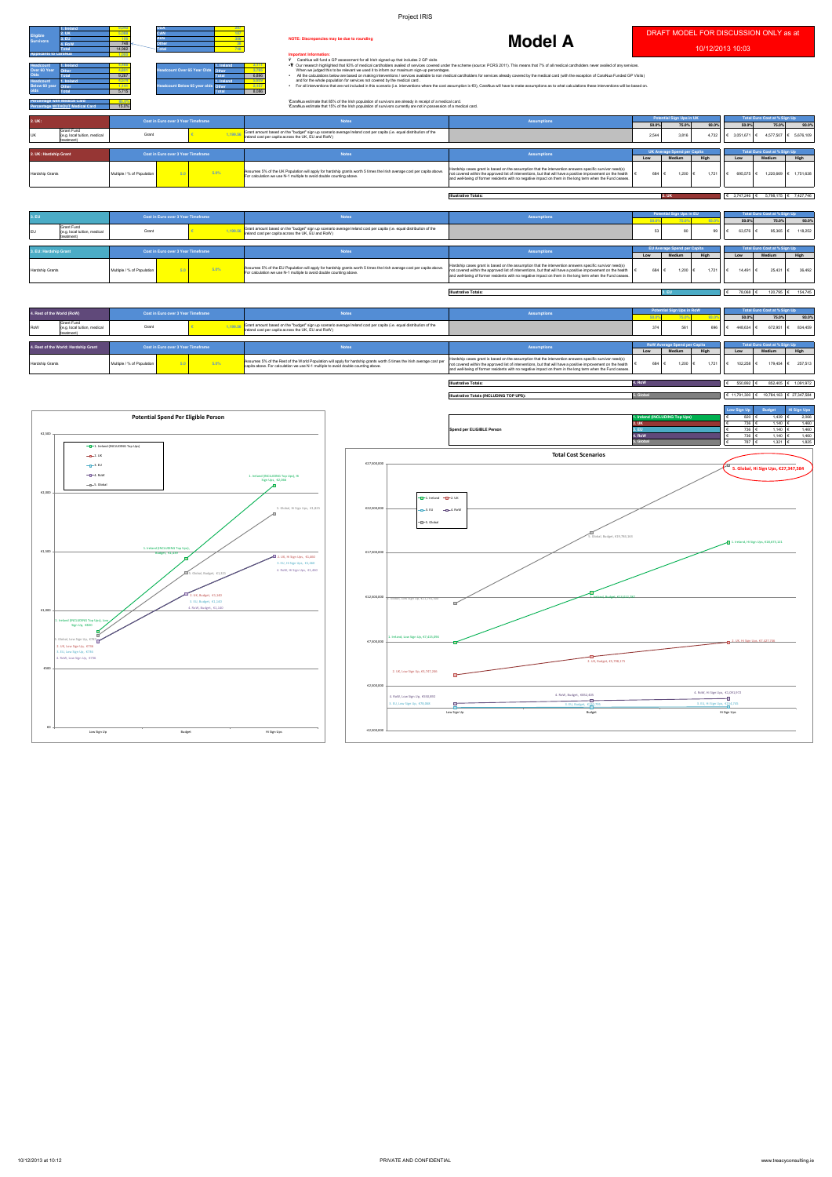Project IRIS

# Model A

DRAFT MODEL FOR DISCUSSION ONLY as at

10/12/2013 10:03

| | | |
|---|---|---|
| Eligible Survivors | 1. Ireland | 9,044 |
| | 2. UK | 3,393 |
| | 3. EU | 107 |
| | 4. RoW | 748 |
| | Total | 14,062 |
| Applicable for Grants | | 1,693 |

| | | |
|---|---|---|
| Irish | | 897 |
| CAN | | 107 |
| Away | | 308 |
| Other | | 55 |
| Total | | 748 |

| | | |
|---|---|---|
| Headcount Over 60 Year Olds | 1. Ireland | 4,393 |
| | Other | 4,854 |
| | Total | 9,247 |
| Headcount Below 60 year olds | 1. Ireland | 4,074 |
| | Other | 1,041 |
| | Total | 5,115 |

| | | |
|---|---|---|
| Headcount Over 60 Year Olds | 1. Ireland | 4,717 |
| | Other | 2,189 |
| | Total | 6,896 |
| Headcount Below 60 year olds | 1. Ireland | 4,433 |
| | Other | 2,147 |
| | Total | 6,580 |

| | |
|---|---|
| Percentage with Medical Card | 85.0% |
| Percentage without Medical Card | 15.0% |

**NOTE: Discrepancies may be due to rounding**

**Important Information:**

- CaraNua will fund a GP assessment for all Irish signed-up that includes 2 GP visits
- Our research highlighted that 93% of medical cardholders availed of services covered under the scheme (source: PCRS 2011). This means that 7% of all medical cardholders never availed of any services. When we judged this to be relevant we used it to inform our maximum sign-up percentages.
- All the calculations below are based on making interventions / services available to non medical cardholders for services already covered by the medical card (with the exception of CaraNua Funded GP Visits) and for the whole population for services not covered by the medical card.
- For all interventions that are not included in this scenario (i.e. interventions where the cost assumption is €0), CaraNua will have to make assumptions as to what calculations these interventions will be based on.

[1]CaraNua estimate that 85% of the Irish population of survivors are already in receipt of a medical card.
[2]CaraNua estimate that 15% of the Irish population of survivors currently are not in possession of a medical card.

| 2. UK | | Cost in Euro over 3 Year Timeframe | | | Notes | Assumptions | Potential Sign Ups in UK | | | Total Euro Cost at % Sign Up | | |
|---|---|---|---|---|---|---|---|---|---|---|---|---|
| | | | | | | | 50.0% | 75.0% | 90.0% | 50.0% | 75.0% | 90.0% |
| UK | Grant Fund (e.g. local tuition, medical treatment) | Grant | € | 1,199.58 | Grant amount based on the "budget" sign up scenario average Ireland cost per capita (i.e. equal distribution of the Ireland cost per capita across the UK, EU and RoW) | | 2,544 | 3,816 | 4,732 | € 3,051,671 | € 4,577,507 | € 5,676,109 |

| 2. UK: Hardship Grant | | Cost in Euro over 3 Year Timeframe | | | Notes | Assumptions | UK Average Spend per Capita | | | Total Euro Cost at % Sign Up | | |
|---|---|---|---|---|---|---|---|---|---|---|---|---|
| | | | | | | | Low | Medium | High | Low | Medium | High |
| Hardship Grants | | Multiple / % of Population | 5.0 | 5.0% | Assumes 5% of the UK Population will apply for hardship grants worth 5 times the Irish average cost per capita above. For calculation we use N-1 multiple to avoid double counting above. | Hardship cases grant is based on the assumption that the intervention answers specific survivor need(s) not covered within the approved list of interventions, but that will have a positive improvement on the health and well-being of former residents with no negative impact on them in the long term when the Fund ceases. | € 684 | € 1,200 | € 1,721 | € 695,575 | € 1,220,669 | € 1,751,638 |
| | | | | | | Illustrative Totals: | 2. UK | | | € 3,747,246 | € 5,798,175 | € 7,427,746 |

| 3. EU | | Cost in Euro over 3 Year Timeframe | | | Notes | Assumptions | Potential Sign Ups in EU | | | Total Euro Cost at % Sign Up | | |
|---|---|---|---|---|---|---|---|---|---|---|---|---|
| | | | | | | | 50.0% | 75.0% | 90.0% | 50.0% | 75.0% | 90.0% |
| EU | Grant Fund (e.g. local tuition, medical treatment) | Grant | € | 1,199.58 | Grant amount based on the "budget" sign up scenario average Ireland cost per capita (i.e. equal distribution of the Ireland cost per capita across the UK, EU and RoW) | | 53 | 80 | 99 | € 63,576 | € 95,365 | € 118,252 |

| 3. EU: Hardship Grant | | Cost in Euro over 3 Year Timeframe | | | Notes | Assumptions | EU Average Spend per Capita | | | Total Euro Cost at % Sign Up | | |
|---|---|---|---|---|---|---|---|---|---|---|---|---|
| | | | | | | | Low | Medium | High | Low | Medium | High |
| Hardship Grants | | Multiple / % of Population | 5.0 | 5.0% | Assumes 5% of the EU Population will apply for hardship grants worth 5 times the Irish average cost per capita above. For calculation we use N-1 multiple to avoid double counting above. | Hardship cases grant is based on the assumption that the intervention answers specific survivor need(s) not covered within the approved list of interventions, but that will have a positive improvement on the health and well-being of former residents with no negative impact on them in the long term when the Fund ceases. | € 684 | € 1,200 | € 1,721 | € 14,491 | € 25,431 | € 36,492 |
| | | | | | | Illustrative Totals: | 3. EU | | | € 78,068 | € 120,795 | € 154,745 |

| 4. Rest of the World (RoW) | | Cost in Euro over 3 Year Timeframe | | | Notes | Assumptions | Potential Sign Ups in RoW | | | Total Euro Cost at % Sign Up | | |
|---|---|---|---|---|---|---|---|---|---|---|---|---|
| | | | | | | | 50.0% | 75.0% | 90.0% | 50.0% | 75.0% | 90.0% |
| RoW | Grant Fund (e.g. local tuition, medical treatment) | Grant | € | 1,199.58 | Grant amount based on the "budget" sign up scenario average Ireland cost per capita (i.e. equal distribution of the Ireland cost per capita across the UK, EU and RoW) | | 374 | 561 | 696 | € 448,634 | € 672,951 | € 834,459 |

| 4. Rest of the World: Hardship Grant | | Cost in Euro over 3 Year Timeframe | | | Notes | Assumptions | RoW Average Spend per Capita | | | Total Euro Cost at % Sign Up | | |
|---|---|---|---|---|---|---|---|---|---|---|---|---|
| | | | | | | | Low | Medium | High | Low | Medium | High |
| Hardship Grants | | Multiple / % of Population | 5.0 | 5.0% | Assumes 5% of the Rest of the World Population will apply for hardship grants worth 5 times the Irish average cost per capita above. For calculation we use N-1 multiple to avoid double counting above. | Hardship cases grant is based on the assumption that the intervention answers specific survivor need(s) not covered within the approved list of interventions, but that will have a positive improvement on the health and well-being of former residents with no negative impact on them in the long term when the Fund ceases. | € 684 | € 1,200 | € 1,721 | € 102,258 | € 179,454 | € 257,513 |
| | | | | | | Illustrative Totals: | 4. RoW | | | € 550,892 | € 852,405 | € 1,091,972 |
| | | | | | | Illustrative Totals (INCLUDING TOP UPS): | 5. Global | | | € 11,791,380 | € 19,784,163 | € 27,347,584 |

| Spend per ELIGIBLE Person | | Low Sign Up | Budget | Hi Sign Ups |
|---|---|---|---|---|
| | 1. Ireland (INCLUDING Top Ups) | € 820 | € 1,430 | € 2,006 |
| | 2. UK | € 736 | € 1,140 | € 1,460 |
| | 3. EU | € 736 | € 1,140 | € 1,460 |
| | 4. RoW | € 736 | € 1,140 | € 1,460 |
| | 5. Global | € 787 | € 1,321 | € 1,825 |

Potential Spend Per Eligible Person

1. Ireland (INCLUDING Top Ups)
2. UK
3. EU
4. RoW
5. Global

€2,500
€2,000
€1,500
€1,000
€500
€0

Low Sign Up
Budget
Hi Sign Ups

1. Ireland (INCLUDING Top Ups), Hi Sign Ups, €2,006
5. Global, Hi Sign Ups, €1,825
1. Ireland (INCLUDING Top Ups), Budget, €1,430
2. UK, Hi Sign Ups, €1,460
3. EU, Hi Sign Ups, €1,460
4. RoW, Hi Sign Ups, €1,460
5. Global, Budget, €1,321
2. UK, Budget, €1,140
3. EU, Budget, €1,140
4. RoW, Budget, €1,140
1. Ireland (INCLUDING Top Ups), Low Sign Up, €820
5. Global, Low Sign Up, €787
2. UK, Low Sign Up, €736
3. EU, Low Sign Up, €736
4. RoW, Low Sign Up, €736

Total Cost Scenarios

1. Ireland
2. UK
3. EU
4. RoW
5. Global

€27,500,000
€22,500,000
€17,500,000
€12,500,000
€7,500,000
€2,500,000
-€2,500,000

Low Sign Up
Budget
Hi Sign Ups

5. Global, Hi Sign Ups, €27,347,584
5. Global, Budget, €19,784,163
1. Ireland, Hi Sign Ups, €18,875,121
5. Global, Low Sign Up, €11,791,380
1. Ireland, Budget, €12,917,783
1. Ireland, Low Sign Up, €7,415,896
2. UK, Hi Sign Ups, €7,427,746
2. UK, Budget, €5,798,175
2. UK, Low Sign Up, €3,747,246
4. RoW, Hi Sign Ups, €1,091,972
4. RoW, Budget, €852,405
4. RoW, Low Sign Up, €550,892
3. EU, Hi Sign Ups, €154,745
3. EU, Budget, €120,795
3. EU, Low Sign Up, €78,068

10/12/2013 at 10:12

PRIVATE AND CONFIDENTIAL

www.treacyconsulting.ie